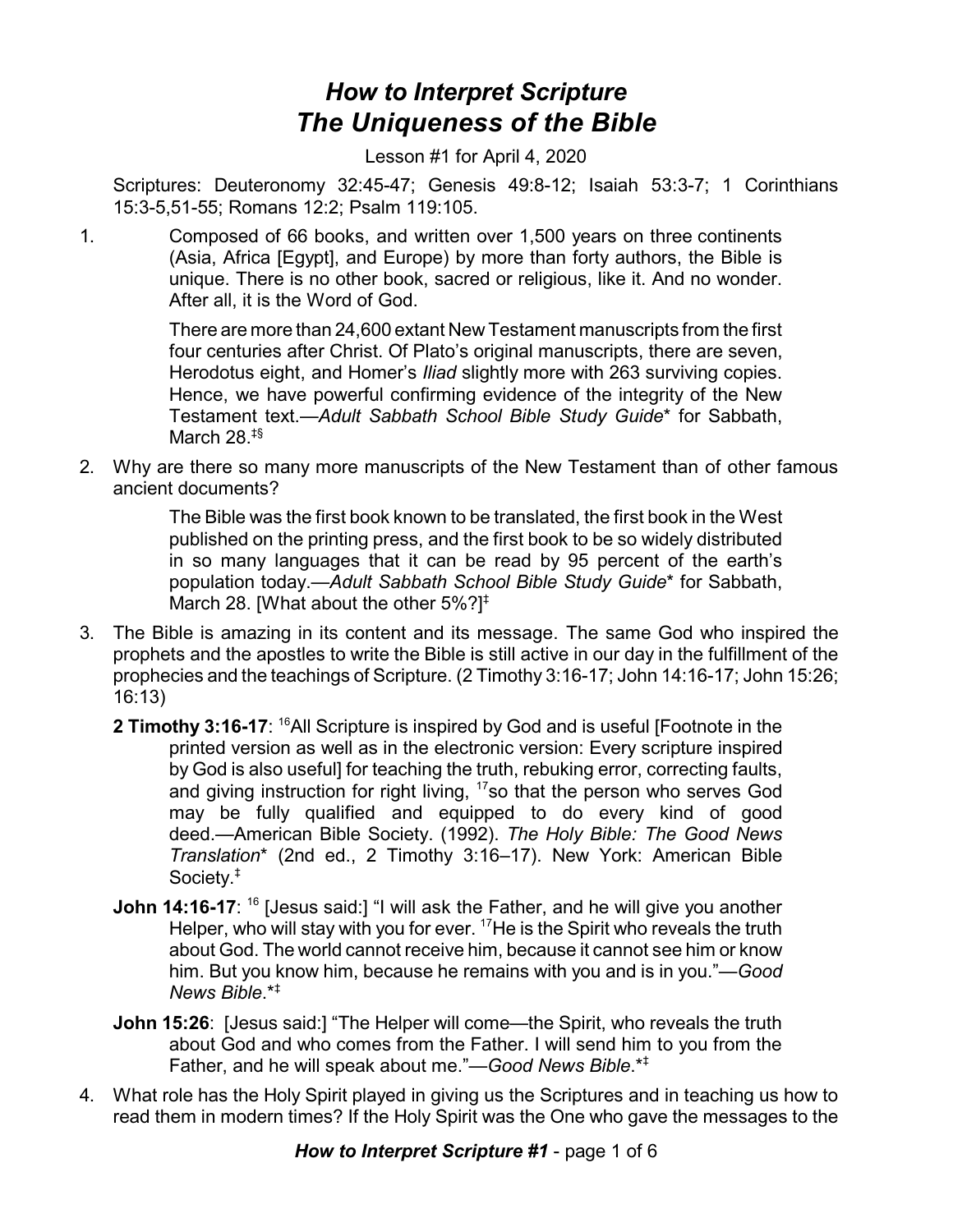# *How to Interpret Scripture*
# *The Uniqueness of the Bible*

Lesson #1 for April 4, 2020

Scriptures: Deuteronomy 32:45-47; Genesis 49:8-12; Isaiah 53:3-7; 1 Corinthians 15:3-5,51-55; Romans 12:2; Psalm 119:105.

1. Composed of 66 books, and written over 1,500 years on three continents (Asia, Africa [Egypt], and Europe) by more than forty authors, the Bible is unique. There is no other book, sacred or religious, like it. And no wonder. After all, it is the Word of God.

   > There are more than 24,600 extant New Testament manuscripts from the first four centuries after Christ. Of Plato's original manuscripts, there are seven, Herodotus eight, and Homer's *Iliad* slightly more with 263 surviving copies. Hence, we have powerful confirming evidence of the integrity of the New Testament text.—*Adult Sabbath School Bible Study Guide*\* for Sabbath, March 28.‡§

2. Why are there so many more manuscripts of the New Testament than of other famous ancient documents?

   > The Bible was the first book known to be translated, the first book in the West published on the printing press, and the first book to be so widely distributed in so many languages that it can be read by 95 percent of the earth's population today.—*Adult Sabbath School Bible Study Guide*\* for Sabbath, March 28. [What about the other 5%?]‡

3. The Bible is amazing in its content and its message. The same God who inspired the prophets and the apostles to write the Bible is still active in our day in the fulfillment of the prophecies and the teachings of Scripture. (2 Timothy 3:16-17; John 14:16-17; John 15:26; 16:13)

   **2 Timothy 3:16-17**: [16]All Scripture is inspired by God and is useful [Footnote in the printed version as well as in the electronic version: Every scripture inspired by God is also useful] for teaching the truth, rebuking error, correcting faults, and giving instruction for right living, [17]so that the person who serves God may be fully qualified and equipped to do every kind of good deed.—American Bible Society. (1992). *The Holy Bible: The Good News Translation*\* (2nd ed., 2 Timothy 3:16–17). New York: American Bible Society.‡

   **John 14:16-17**: [16] [Jesus said:] "I will ask the Father, and he will give you another Helper, who will stay with you for ever. [17]He is the Spirit who reveals the truth about God. The world cannot receive him, because it cannot see him or know him. But you know him, because he remains with you and is in you."—*Good News Bible*.\*‡

   **John 15:26**: [Jesus said:] "The Helper will come—the Spirit, who reveals the truth about God and who comes from the Father. I will send him to you from the Father, and he will speak about me."—*Good News Bible*.\*‡

4. What role has the Holy Spirit played in giving us the Scriptures and in teaching us how to read them in modern times? If the Holy Spirit was the One who gave the messages to the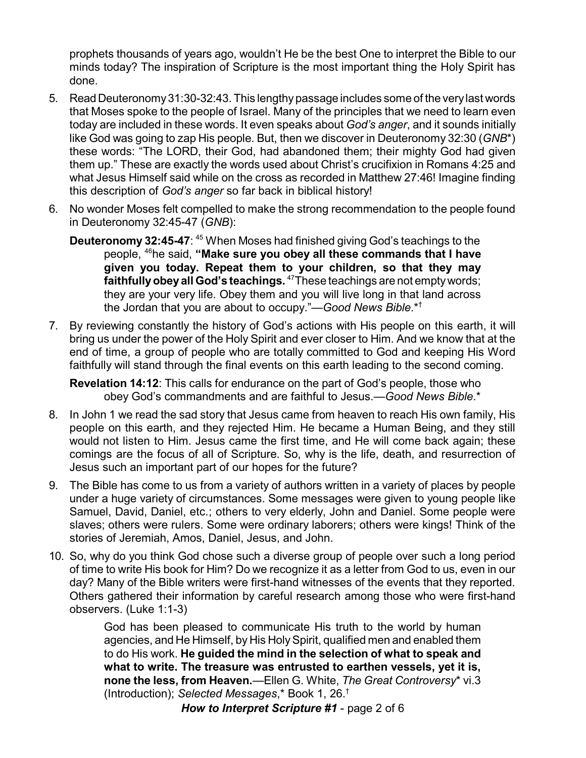prophets thousands of years ago, wouldn't He be the best One to interpret the Bible to our minds today? The inspiration of Scripture is the most important thing the Holy Spirit has done.

5. Read Deuteronomy 31:30-32:43. This lengthy passage includes some of the very last words that Moses spoke to the people of Israel. Many of the principles that we need to learn even today are included in these words. It even speaks about *God's anger*, and it sounds initially like God was going to zap His people. But, then we discover in Deuteronomy 32:30 (*GNB*\*) these words: "The LORD, their God, had abandoned them; their mighty God had given them up." These are exactly the words used about Christ's crucifixion in Romans 4:25 and what Jesus Himself said while on the cross as recorded in Matthew 27:46! Imagine finding this description of *God's anger* so far back in biblical history!

6. No wonder Moses felt compelled to make the strong recommendation to the people found in Deuteronomy 32:45-47 (*GNB*):

   **Deuteronomy 32:45-47**: [45] When Moses had finished giving God's teachings to the people, [46]he said, **"Make sure you obey all these commands that I have given you today. Repeat them to your children, so that they may faithfully obey all God's teachings.** [47]These teachings are not empty words; they are your very life. Obey them and you will live long in that land across the Jordan that you are about to occupy."—*Good News Bible*.\*[†]

7. By reviewing constantly the history of God's actions with His people on this earth, it will bring us under the power of the Holy Spirit and ever closer to Him. And we know that at the end of time, a group of people who are totally committed to God and keeping His Word faithfully will stand through the final events on this earth leading to the second coming.

   **Revelation 14:12**: This calls for endurance on the part of God's people, those who obey God's commandments and are faithful to Jesus.—*Good News Bible*.\*

8. In John 1 we read the sad story that Jesus came from heaven to reach His own family, His people on this earth, and they rejected Him. He became a Human Being, and they still would not listen to Him. Jesus came the first time, and He will come back again; these comings are the focus of all of Scripture. So, why is the life, death, and resurrection of Jesus such an important part of our hopes for the future?

9. The Bible has come to us from a variety of authors written in a variety of places by people under a huge variety of circumstances. Some messages were given to young people like Samuel, David, Daniel, etc.; others to very elderly, John and Daniel. Some people were slaves; others were rulers. Some were ordinary laborers; others were kings! Think of the stories of Jeremiah, Amos, Daniel, Jesus, and John.

10. So, why do you think God chose such a diverse group of people over such a long period of time to write His book for Him? Do we recognize it as a letter from God to us, even in our day? Many of the Bible writers were first-hand witnesses of the events that they reported. Others gathered their information by careful research among those who were first-hand observers. (Luke 1:1-3)

    > God has been pleased to communicate His truth to the world by human agencies, and He Himself, by His Holy Spirit, qualified men and enabled them to do His work. **He guided the mind in the selection of what to speak and what to write. The treasure was entrusted to earthen vessels, yet it is, none the less, from Heaven.**—Ellen G. White, *The Great Controversy*\* vi.3 (Introduction); *Selected Messages*,\* Book 1, 26.[†]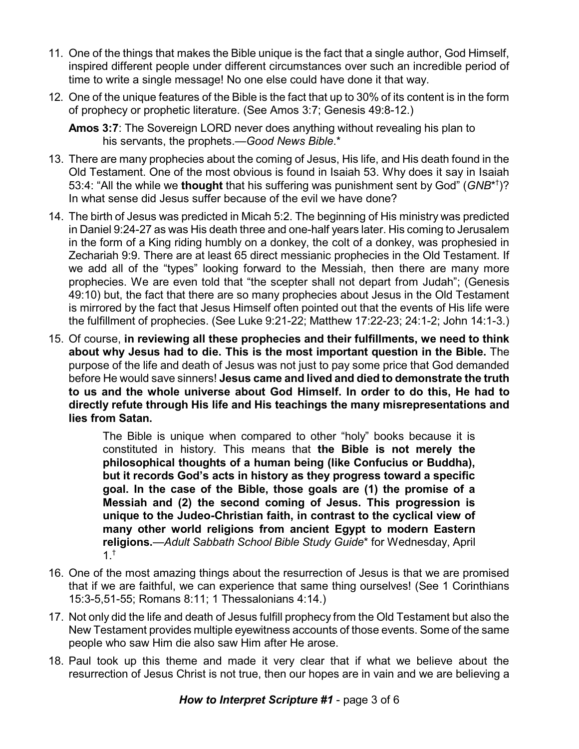11. One of the things that makes the Bible unique is the fact that a single author, God Himself, inspired different people under different circumstances over such an incredible period of time to write a single message! No one else could have done it that way.

12. One of the unique features of the Bible is the fact that up to 30% of its content is in the form of prophecy or prophetic literature. (See Amos 3:7; Genesis 49:8-12.)

    **Amos 3:7**: The Sovereign LORD never does anything without revealing his plan to his servants, the prophets.—*Good News Bible*.*

13. There are many prophecies about the coming of Jesus, His life, and His death found in the Old Testament. One of the most obvious is found in Isaiah 53. Why does it say in Isaiah 53:4: "All the while we **thought** that his suffering was punishment sent by God" (*GNB*\*†)? In what sense did Jesus suffer because of the evil we have done?

14. The birth of Jesus was predicted in Micah 5:2. The beginning of His ministry was predicted in Daniel 9:24-27 as was His death three and one-half years later. His coming to Jerusalem in the form of a King riding humbly on a donkey, the colt of a donkey, was prophesied in Zechariah 9:9. There are at least 65 direct messianic prophecies in the Old Testament. If we add all of the "types" looking forward to the Messiah, then there are many more prophecies. We are even told that "the scepter shall not depart from Judah"; (Genesis 49:10) but, the fact that there are so many prophecies about Jesus in the Old Testament is mirrored by the fact that Jesus Himself often pointed out that the events of His life were the fulfillment of prophecies. (See Luke 9:21-22; Matthew 17:22-23; 24:1-2; John 14:1-3.)

15. Of course, **in reviewing all these prophecies and their fulfillments, we need to think about why Jesus had to die. This is the most important question in the Bible.** The purpose of the life and death of Jesus was not just to pay some price that God demanded before He would save sinners! **Jesus came and lived and died to demonstrate the truth to us and the whole universe about God Himself. In order to do this, He had to directly refute through His life and His teachings the many misrepresentations and lies from Satan.**

    > The Bible is unique when compared to other "holy" books because it is constituted in history. This means that **the Bible is not merely the philosophical thoughts of a human being (like Confucius or Buddha), but it records God's acts in history as they progress toward a specific goal. In the case of the Bible, those goals are (1) the promise of a Messiah and (2) the second coming of Jesus. This progression is unique to the Judeo-Christian faith, in contrast to the cyclical view of many other world religions from ancient Egypt to modern Eastern religions.**—*Adult Sabbath School Bible Study Guide** for Wednesday, April 1.†

16. One of the most amazing things about the resurrection of Jesus is that we are promised that if we are faithful, we can experience that same thing ourselves! (See 1 Corinthians 15:3-5,51-55; Romans 8:11; 1 Thessalonians 4:14.)

17. Not only did the life and death of Jesus fulfill prophecy from the Old Testament but also the New Testament provides multiple eyewitness accounts of those events. Some of the same people who saw Him die also saw Him after He arose.

18. Paul took up this theme and made it very clear that if what we believe about the resurrection of Jesus Christ is not true, then our hopes are in vain and we are believing a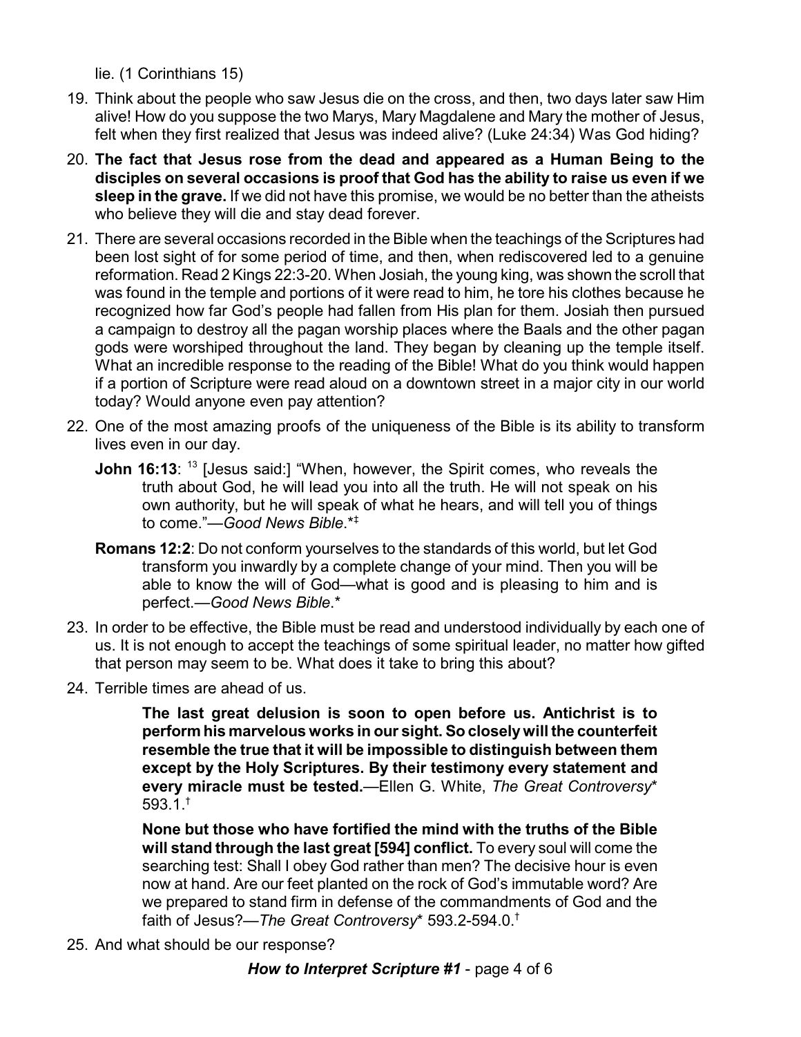lie. (1 Corinthians 15)

19. Think about the people who saw Jesus die on the cross, and then, two days later saw Him alive! How do you suppose the two Marys, Mary Magdalene and Mary the mother of Jesus, felt when they first realized that Jesus was indeed alive? (Luke 24:34) Was God hiding?

20. **The fact that Jesus rose from the dead and appeared as a Human Being to the disciples on several occasions is proof that God has the ability to raise us even if we sleep in the grave.** If we did not have this promise, we would be no better than the atheists who believe they will die and stay dead forever.

21. There are several occasions recorded in the Bible when the teachings of the Scriptures had been lost sight of for some period of time, and then, when rediscovered led to a genuine reformation. Read 2 Kings 22:3-20. When Josiah, the young king, was shown the scroll that was found in the temple and portions of it were read to him, he tore his clothes because he recognized how far God's people had fallen from His plan for them. Josiah then pursued a campaign to destroy all the pagan worship places where the Baals and the other pagan gods were worshiped throughout the land. They began by cleaning up the temple itself. What an incredible response to the reading of the Bible! What do you think would happen if a portion of Scripture were read aloud on a downtown street in a major city in our world today? Would anyone even pay attention?

22. One of the most amazing proofs of the uniqueness of the Bible is its ability to transform lives even in our day.

    **John 16:13**: [13] [Jesus said:] "When, however, the Spirit comes, who reveals the truth about God, he will lead you into all the truth. He will not speak on his own authority, but he will speak of what he hears, and will tell you of things to come."—*Good News Bible*.*‡

    **Romans 12:2**: Do not conform yourselves to the standards of this world, but let God transform you inwardly by a complete change of your mind. Then you will be able to know the will of God—what is good and is pleasing to him and is perfect.—*Good News Bible*.*

23. In order to be effective, the Bible must be read and understood individually by each one of us. It is not enough to accept the teachings of some spiritual leader, no matter how gifted that person may seem to be. What does it take to bring this about?

24. Terrible times are ahead of us.

    > **The last great delusion is soon to open before us. Antichrist is to perform his marvelous works in our sight. So closely will the counterfeit resemble the true that it will be impossible to distinguish between them except by the Holy Scriptures. By their testimony every statement and every miracle must be tested.**—Ellen G. White, *The Great Controversy** 593.1.†
    >
    > **None but those who have fortified the mind with the truths of the Bible will stand through the last great [594] conflict.** To every soul will come the searching test: Shall I obey God rather than men? The decisive hour is even now at hand. Are our feet planted on the rock of God's immutable word? Are we prepared to stand firm in defense of the commandments of God and the faith of Jesus?—*The Great Controversy** 593.2-594.0.†

25. And what should be our response?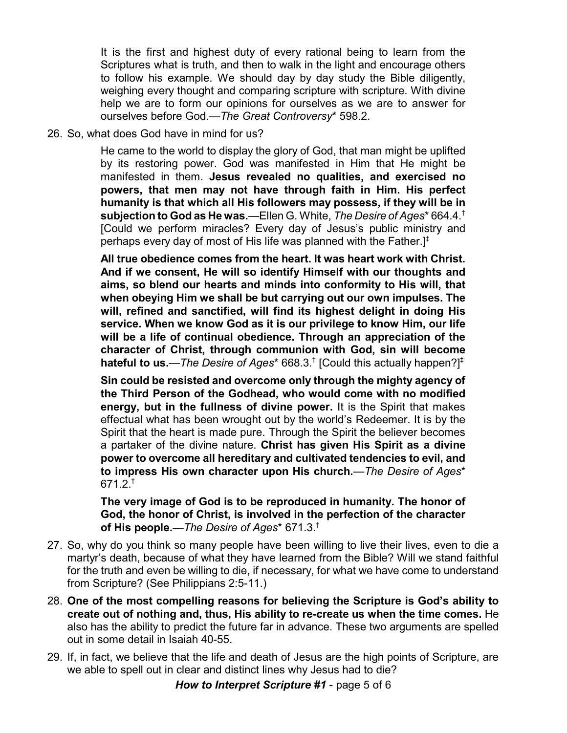It is the first and highest duty of every rational being to learn from the Scriptures what is truth, and then to walk in the light and encourage others to follow his example. We should day by day study the Bible diligently, weighing every thought and comparing scripture with scripture. With divine help we are to form our opinions for ourselves as we are to answer for ourselves before God.—*The Great Controversy** 598.2.

26. So, what does God have in mind for us?

> He came to the world to display the glory of God, that man might be uplifted by its restoring power. God was manifested in Him that He might be manifested in them. **Jesus revealed no qualities, and exercised no powers, that men may not have through faith in Him. His perfect humanity is that which all His followers may possess, if they will be in subjection to God as He was.**—Ellen G. White, *The Desire of Ages** 664.4.† [Could we perform miracles? Every day of Jesus's public ministry and perhaps every day of most of His life was planned with the Father.]‡
>
> **All true obedience comes from the heart. It was heart work with Christ. And if we consent, He will so identify Himself with our thoughts and aims, so blend our hearts and minds into conformity to His will, that when obeying Him we shall be but carrying out our own impulses. The will, refined and sanctified, will find its highest delight in doing His service. When we know God as it is our privilege to know Him, our life will be a life of continual obedience. Through an appreciation of the character of Christ, through communion with God, sin will become hateful to us.**—*The Desire of Ages** 668.3.† [Could this actually happen?]‡
>
> **Sin could be resisted and overcome only through the mighty agency of the Third Person of the Godhead, who would come with no modified energy, but in the fullness of divine power.** It is the Spirit that makes effectual what has been wrought out by the world's Redeemer. It is by the Spirit that the heart is made pure. Through the Spirit the believer becomes a partaker of the divine nature. **Christ has given His Spirit as a divine power to overcome all hereditary and cultivated tendencies to evil, and to impress His own character upon His church.**—*The Desire of Ages** 671.2.†
>
> **The very image of God is to be reproduced in humanity. The honor of God, the honor of Christ, is involved in the perfection of the character of His people.**—*The Desire of Ages** 671.3.†

27. So, why do you think so many people have been willing to live their lives, even to die a martyr's death, because of what they have learned from the Bible? Will we stand faithful for the truth and even be willing to die, if necessary, for what we have come to understand from Scripture? (See Philippians 2:5-11.)

28. **One of the most compelling reasons for believing the Scripture is God's ability to create out of nothing and, thus, His ability to re-create us when the time comes.** He also has the ability to predict the future far in advance. These two arguments are spelled out in some detail in Isaiah 40-55.

29. If, in fact, we believe that the life and death of Jesus are the high points of Scripture, are we able to spell out in clear and distinct lines why Jesus had to die?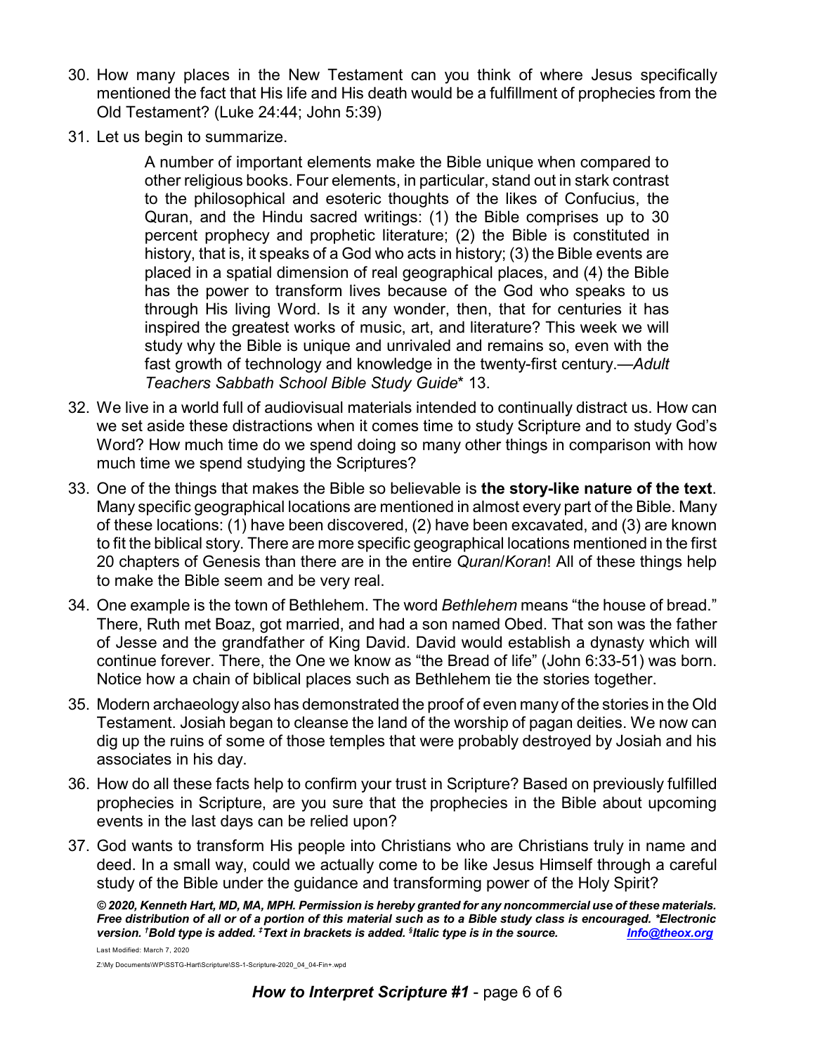30. How many places in the New Testament can you think of where Jesus specifically mentioned the fact that His life and His death would be a fulfillment of prophecies from the Old Testament? (Luke 24:44; John 5:39)

31. Let us begin to summarize.

    > A number of important elements make the Bible unique when compared to other religious books. Four elements, in particular, stand out in stark contrast to the philosophical and esoteric thoughts of the likes of Confucius, the Quran, and the Hindu sacred writings: (1) the Bible comprises up to 30 percent prophecy and prophetic literature; (2) the Bible is constituted in history, that is, it speaks of a God who acts in history; (3) the Bible events are placed in a spatial dimension of real geographical places, and (4) the Bible has the power to transform lives because of the God who speaks to us through His living Word. Is it any wonder, then, that for centuries it has inspired the greatest works of music, art, and literature? This week we will study why the Bible is unique and unrivaled and remains so, even with the fast growth of technology and knowledge in the twenty-first century.—*Adult Teachers Sabbath School Bible Study Guide** 13.

32. We live in a world full of audiovisual materials intended to continually distract us. How can we set aside these distractions when it comes time to study Scripture and to study God's Word? How much time do we spend doing so many other things in comparison with how much time we spend studying the Scriptures?

33. One of the things that makes the Bible so believable is **the story-like nature of the text**. Many specific geographical locations are mentioned in almost every part of the Bible. Many of these locations: (1) have been discovered, (2) have been excavated, and (3) are known to fit the biblical story. There are more specific geographical locations mentioned in the first 20 chapters of Genesis than there are in the entire *Quran*/*Koran*! All of these things help to make the Bible seem and be very real.

34. One example is the town of Bethlehem. The word *Bethlehem* means "the house of bread." There, Ruth met Boaz, got married, and had a son named Obed. That son was the father of Jesse and the grandfather of King David. David would establish a dynasty which will continue forever. There, the One we know as "the Bread of life" (John 6:33-51) was born. Notice how a chain of biblical places such as Bethlehem tie the stories together.

35. Modern archaeology also has demonstrated the proof of even many of the stories in the Old Testament. Josiah began to cleanse the land of the worship of pagan deities. We now can dig up the ruins of some of those temples that were probably destroyed by Josiah and his associates in his day.

36. How do all these facts help to confirm your trust in Scripture? Based on previously fulfilled prophecies in Scripture, are you sure that the prophecies in the Bible about upcoming events in the last days can be relied upon?

37. God wants to transform His people into Christians who are Christians truly in name and deed. In a small way, could we actually come to be like Jesus Himself through a careful study of the Bible under the guidance and transforming power of the Holy Spirit?

***© 2020, Kenneth Hart, MD, MA, MPH. Permission is hereby granted for any noncommercial use of these materials. Free distribution of all or of a portion of this material such as to a Bible study class is encouraged. *Electronic version. †Bold type is added. ‡Text in brackets is added. §Italic type is in the source.*** ***Info@theox.org***

Last Modified: March 7, 2020

Z:\My Documents\WP\SSTG-Hart\Scripture\SS-1-Scripture-2020_04_04-Fin+.wpd